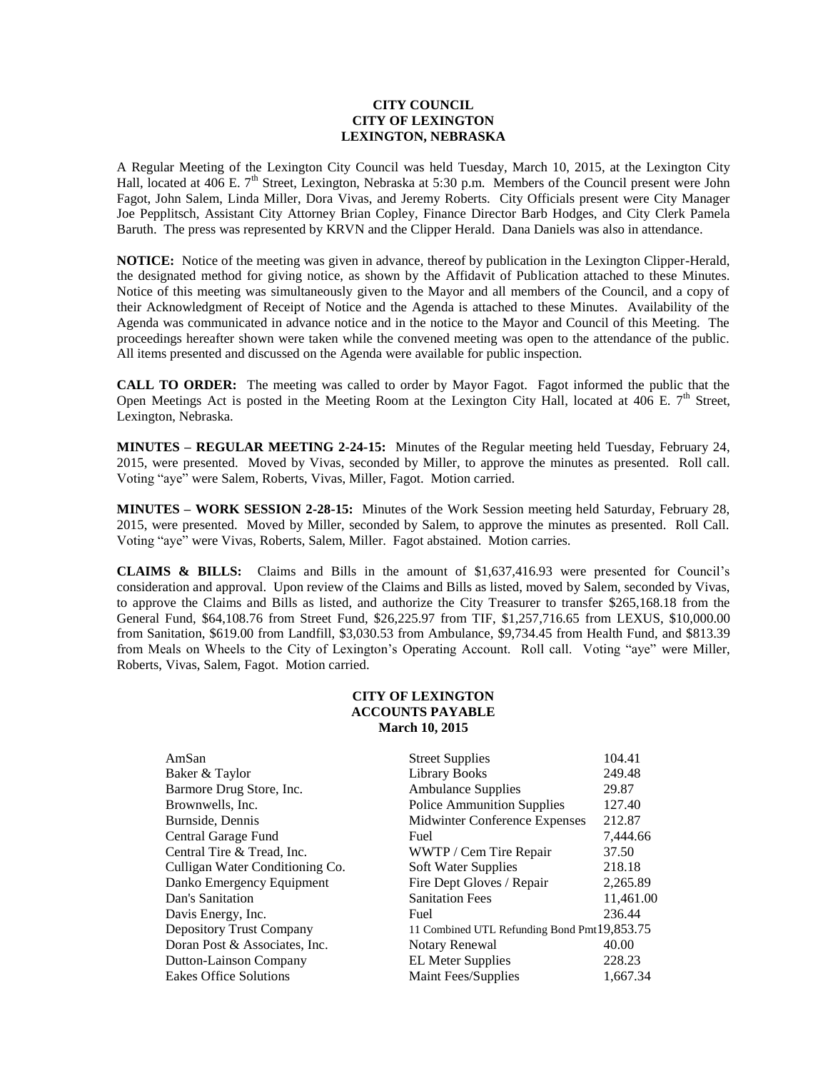**CITY COUNCIL**
**CITY OF LEXINGTON**
**LEXINGTON, NEBRASKA**

A Regular Meeting of the Lexington City Council was held Tuesday, March 10, 2015, at the Lexington City Hall, located at 406 E. 7th Street, Lexington, Nebraska at 5:30 p.m. Members of the Council present were John Fagot, John Salem, Linda Miller, Dora Vivas, and Jeremy Roberts. City Officials present were City Manager Joe Pepplitsch, Assistant City Attorney Brian Copley, Finance Director Barb Hodges, and City Clerk Pamela Baruth. The press was represented by KRVN and the Clipper Herald. Dana Daniels was also in attendance.

**NOTICE:** Notice of the meeting was given in advance, thereof by publication in the Lexington Clipper-Herald, the designated method for giving notice, as shown by the Affidavit of Publication attached to these Minutes. Notice of this meeting was simultaneously given to the Mayor and all members of the Council, and a copy of their Acknowledgment of Receipt of Notice and the Agenda is attached to these Minutes. Availability of the Agenda was communicated in advance notice and in the notice to the Mayor and Council of this Meeting. The proceedings hereafter shown were taken while the convened meeting was open to the attendance of the public. All items presented and discussed on the Agenda were available for public inspection.

**CALL TO ORDER:** The meeting was called to order by Mayor Fagot. Fagot informed the public that the Open Meetings Act is posted in the Meeting Room at the Lexington City Hall, located at 406 E. 7th Street, Lexington, Nebraska.

**MINUTES – REGULAR MEETING 2-24-15:** Minutes of the Regular meeting held Tuesday, February 24, 2015, were presented. Moved by Vivas, seconded by Miller, to approve the minutes as presented. Roll call. Voting "aye" were Salem, Roberts, Vivas, Miller, Fagot. Motion carried.

**MINUTES – WORK SESSION 2-28-15:** Minutes of the Work Session meeting held Saturday, February 28, 2015, were presented. Moved by Miller, seconded by Salem, to approve the minutes as presented. Roll Call. Voting "aye" were Vivas, Roberts, Salem, Miller. Fagot abstained. Motion carries.

**CLAIMS & BILLS:** Claims and Bills in the amount of $1,637,416.93 were presented for Council's consideration and approval. Upon review of the Claims and Bills as listed, moved by Salem, seconded by Vivas, to approve the Claims and Bills as listed, and authorize the City Treasurer to transfer $265,168.18 from the General Fund, $64,108.76 from Street Fund, $26,225.97 from TIF, $1,257,716.65 from LEXUS, $10,000.00 from Sanitation, $619.00 from Landfill, $3,030.53 from Ambulance, $9,734.45 from Health Fund, and $813.39 from Meals on Wheels to the City of Lexington's Operating Account. Roll call. Voting "aye" were Miller, Roberts, Vivas, Salem, Fagot. Motion carried.

**CITY OF LEXINGTON**
**ACCOUNTS PAYABLE**
**March 10, 2015**

| | | |
|---|---|---|
| AmSan | Street Supplies | 104.41 |
| Baker & Taylor | Library Books | 249.48 |
| Barmore Drug Store, Inc. | Ambulance Supplies | 29.87 |
| Brownwells, Inc. | Police Ammunition Supplies | 127.40 |
| Burnside, Dennis | Midwinter Conference Expenses | 212.87 |
| Central Garage Fund | Fuel | 7,444.66 |
| Central Tire & Tread, Inc. | WWTP / Cem Tire Repair | 37.50 |
| Culligan Water Conditioning Co. | Soft Water Supplies | 218.18 |
| Danko Emergency Equipment | Fire Dept Gloves / Repair | 2,265.89 |
| Dan's Sanitation | Sanitation Fees | 11,461.00 |
| Davis Energy, Inc. | Fuel | 236.44 |
| Depository Trust Company | 11 Combined UTL Refunding Bond Pmt | 19,853.75 |
| Doran Post & Associates, Inc. | Notary Renewal | 40.00 |
| Dutton-Lainson Company | EL Meter Supplies | 228.23 |
| Eakes Office Solutions | Maint Fees/Supplies | 1,667.34 |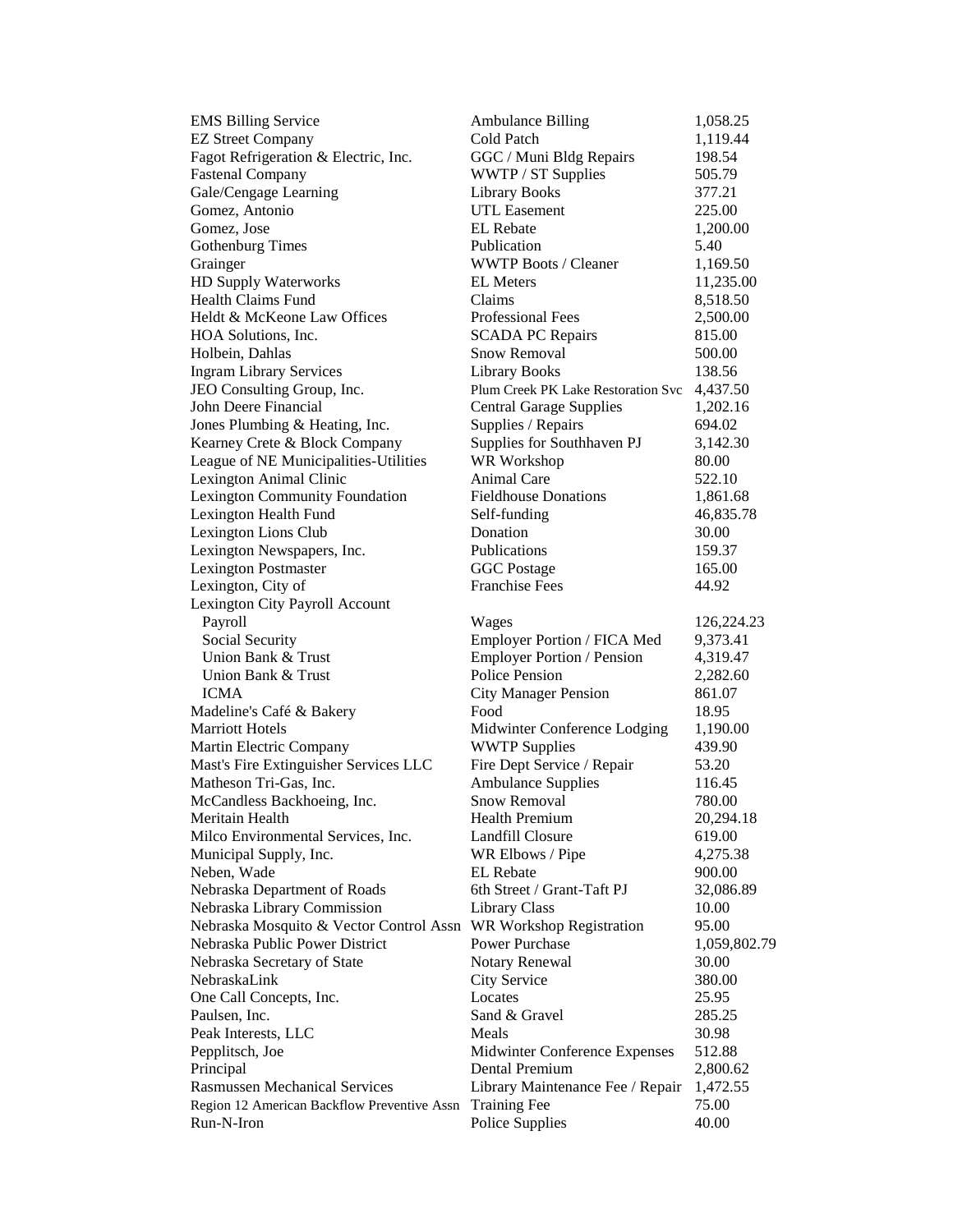| | | |
|---|---|---|
| EMS Billing Service | Ambulance Billing | 1,058.25 |
| EZ Street Company | Cold Patch | 1,119.44 |
| Fagot Refrigeration & Electric, Inc. | GGC / Muni Bldg Repairs | 198.54 |
| Fastenal Company | WWTP / ST Supplies | 505.79 |
| Gale/Cengage Learning | Library Books | 377.21 |
| Gomez, Antonio | UTL Easement | 225.00 |
| Gomez, Jose | EL Rebate | 1,200.00 |
| Gothenburg Times | Publication | 5.40 |
| Grainger | WWTP Boots / Cleaner | 1,169.50 |
| HD Supply Waterworks | EL Meters | 11,235.00 |
| Health Claims Fund | Claims | 8,518.50 |
| Heldt & McKeone Law Offices | Professional Fees | 2,500.00 |
| HOA Solutions, Inc. | SCADA PC Repairs | 815.00 |
| Holbein, Dahlas | Snow Removal | 500.00 |
| Ingram Library Services | Library Books | 138.56 |
| JEO Consulting Group, Inc. | Plum Creek PK Lake Restoration Svc | 4,437.50 |
| John Deere Financial | Central Garage Supplies | 1,202.16 |
| Jones Plumbing & Heating, Inc. | Supplies / Repairs | 694.02 |
| Kearney Crete & Block Company | Supplies for Southhaven PJ | 3,142.30 |
| League of NE Municipalities-Utilities | WR Workshop | 80.00 |
| Lexington Animal Clinic | Animal Care | 522.10 |
| Lexington Community Foundation | Fieldhouse Donations | 1,861.68 |
| Lexington Health Fund | Self-funding | 46,835.78 |
| Lexington Lions Club | Donation | 30.00 |
| Lexington Newspapers, Inc. | Publications | 159.37 |
| Lexington Postmaster | GGC Postage | 165.00 |
| Lexington, City of | Franchise Fees | 44.92 |
| Lexington City Payroll Account | | |
| Payroll | Wages | 126,224.23 |
| Social Security | Employer Portion / FICA Med | 9,373.41 |
| Union Bank & Trust | Employer Portion / Pension | 4,319.47 |
| Union Bank & Trust | Police Pension | 2,282.60 |
| ICMA | City Manager Pension | 861.07 |
| Madeline's Café & Bakery | Food | 18.95 |
| Marriott Hotels | Midwinter Conference Lodging | 1,190.00 |
| Martin Electric Company | WWTP Supplies | 439.90 |
| Mast's Fire Extinguisher Services LLC | Fire Dept Service / Repair | 53.20 |
| Matheson Tri-Gas, Inc. | Ambulance Supplies | 116.45 |
| McCandless Backhoeing, Inc. | Snow Removal | 780.00 |
| Meritain Health | Health Premium | 20,294.18 |
| Milco Environmental Services, Inc. | Landfill Closure | 619.00 |
| Municipal Supply, Inc. | WR Elbows / Pipe | 4,275.38 |
| Neben, Wade | EL Rebate | 900.00 |
| Nebraska Department of Roads | 6th Street / Grant-Taft PJ | 32,086.89 |
| Nebraska Library Commission | Library Class | 10.00 |
| Nebraska Mosquito & Vector Control Assn | WR Workshop Registration | 95.00 |
| Nebraska Public Power District | Power Purchase | 1,059,802.79 |
| Nebraska Secretary of State | Notary Renewal | 30.00 |
| NebraskaLink | City Service | 380.00 |
| One Call Concepts, Inc. | Locates | 25.95 |
| Paulsen, Inc. | Sand & Gravel | 285.25 |
| Peak Interests, LLC | Meals | 30.98 |
| Pepplitsch, Joe | Midwinter Conference Expenses | 512.88 |
| Principal | Dental Premium | 2,800.62 |
| Rasmussen Mechanical Services | Library Maintenance Fee / Repair | 1,472.55 |
| Region 12 American Backflow Preventive Assn | Training Fee | 75.00 |
| Run-N-Iron | Police Supplies | 40.00 |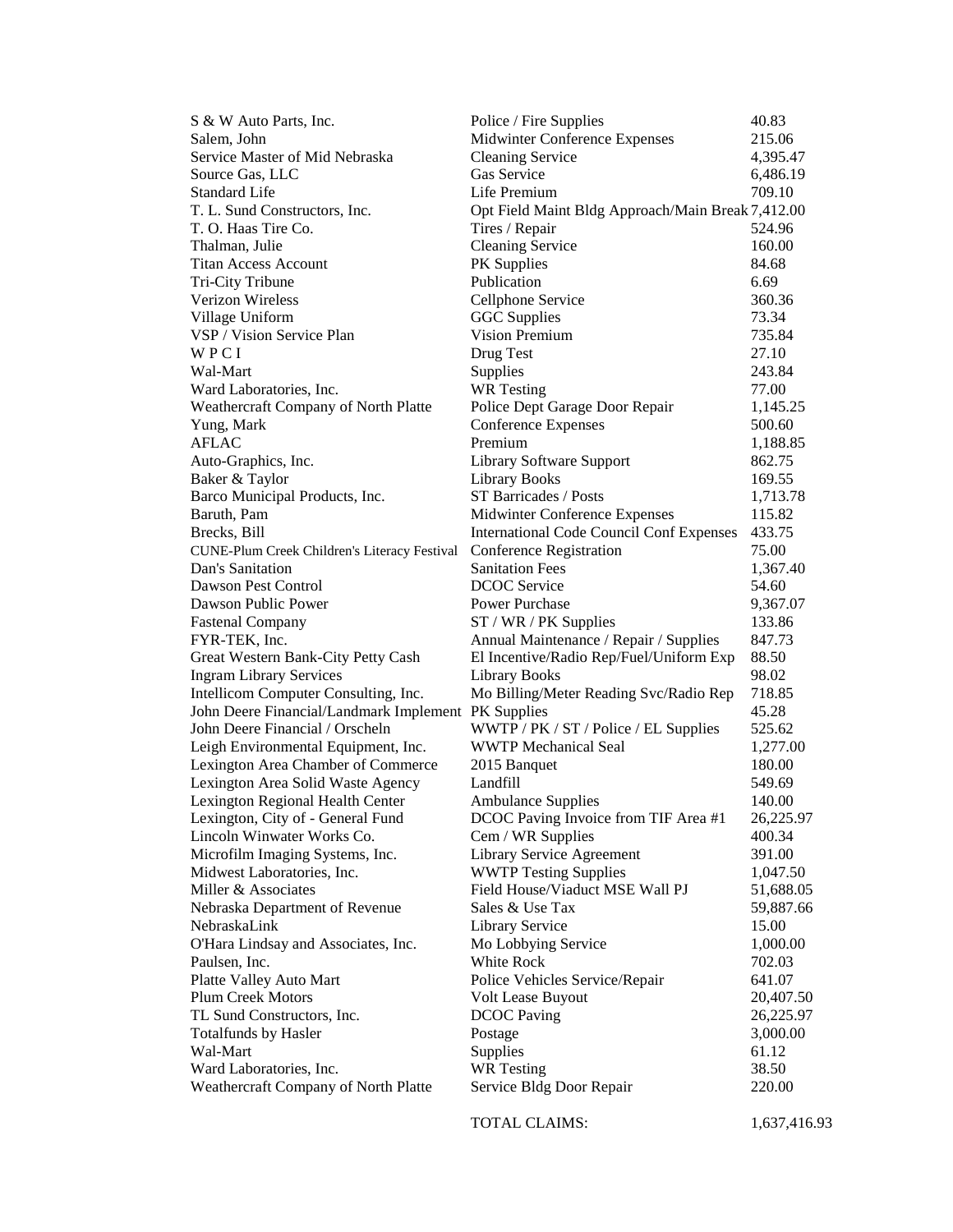| | | |
|---|---|---|
| S & W Auto Parts, Inc. | Police / Fire Supplies | 40.83 |
| Salem, John | Midwinter Conference Expenses | 215.06 |
| Service Master of Mid Nebraska | Cleaning Service | 4,395.47 |
| Source Gas, LLC | Gas Service | 6,486.19 |
| Standard Life | Life Premium | 709.10 |
| T. L. Sund Constructors, Inc. | Opt Field Maint Bldg Approach/Main Break | 7,412.00 |
| T. O. Haas Tire Co. | Tires / Repair | 524.96 |
| Thalman, Julie | Cleaning Service | 160.00 |
| Titan Access Account | PK Supplies | 84.68 |
| Tri-City Tribune | Publication | 6.69 |
| Verizon Wireless | Cellphone Service | 360.36 |
| Village Uniform | GGC Supplies | 73.34 |
| VSP / Vision Service Plan | Vision Premium | 735.84 |
| W P C I | Drug Test | 27.10 |
| Wal-Mart | Supplies | 243.84 |
| Ward Laboratories, Inc. | WR Testing | 77.00 |
| Weathercraft Company of North Platte | Police Dept Garage Door Repair | 1,145.25 |
| Yung, Mark | Conference Expenses | 500.60 |
| AFLAC | Premium | 1,188.85 |
| Auto-Graphics, Inc. | Library Software Support | 862.75 |
| Baker & Taylor | Library Books | 169.55 |
| Barco Municipal Products, Inc. | ST Barricades / Posts | 1,713.78 |
| Baruth, Pam | Midwinter Conference Expenses | 115.82 |
| Brecks, Bill | International Code Council Conf Expenses | 433.75 |
| CUNE-Plum Creek Children's Literacy Festival | Conference Registration | 75.00 |
| Dan's Sanitation | Sanitation Fees | 1,367.40 |
| Dawson Pest Control | DCOC Service | 54.60 |
| Dawson Public Power | Power Purchase | 9,367.07 |
| Fastenal Company | ST / WR / PK Supplies | 133.86 |
| FYR-TEK, Inc. | Annual Maintenance / Repair / Supplies | 847.73 |
| Great Western Bank-City Petty Cash | El Incentive/Radio Rep/Fuel/Uniform Exp | 88.50 |
| Ingram Library Services | Library Books | 98.02 |
| Intellicom Computer Consulting, Inc. | Mo Billing/Meter Reading Svc/Radio Rep | 718.85 |
| John Deere Financial/Landmark Implement | PK Supplies | 45.28 |
| John Deere Financial / Orscheln | WWTP / PK / ST / Police / EL Supplies | 525.62 |
| Leigh Environmental Equipment, Inc. | WWTP Mechanical Seal | 1,277.00 |
| Lexington Area Chamber of Commerce | 2015 Banquet | 180.00 |
| Lexington Area Solid Waste Agency | Landfill | 549.69 |
| Lexington Regional Health Center | Ambulance Supplies | 140.00 |
| Lexington, City of - General Fund | DCOC Paving Invoice from TIF Area #1 | 26,225.97 |
| Lincoln Winwater Works Co. | Cem / WR Supplies | 400.34 |
| Microfilm Imaging Systems, Inc. | Library Service Agreement | 391.00 |
| Midwest Laboratories, Inc. | WWTP Testing Supplies | 1,047.50 |
| Miller & Associates | Field House/Viaduct MSE Wall PJ | 51,688.05 |
| Nebraska Department of Revenue | Sales & Use Tax | 59,887.66 |
| NebraskaLink | Library Service | 15.00 |
| O'Hara Lindsay and Associates, Inc. | Mo Lobbying Service | 1,000.00 |
| Paulsen, Inc. | White Rock | 702.03 |
| Platte Valley Auto Mart | Police Vehicles Service/Repair | 641.07 |
| Plum Creek Motors | Volt Lease Buyout | 20,407.50 |
| TL Sund Constructors, Inc. | DCOC Paving | 26,225.97 |
| Totalfunds by Hasler | Postage | 3,000.00 |
| Wal-Mart | Supplies | 61.12 |
| Ward Laboratories, Inc. | WR Testing | 38.50 |
| Weathercraft Company of North Platte | Service Bldg Door Repair | 220.00 |
| | TOTAL CLAIMS: | 1,637,416.93 |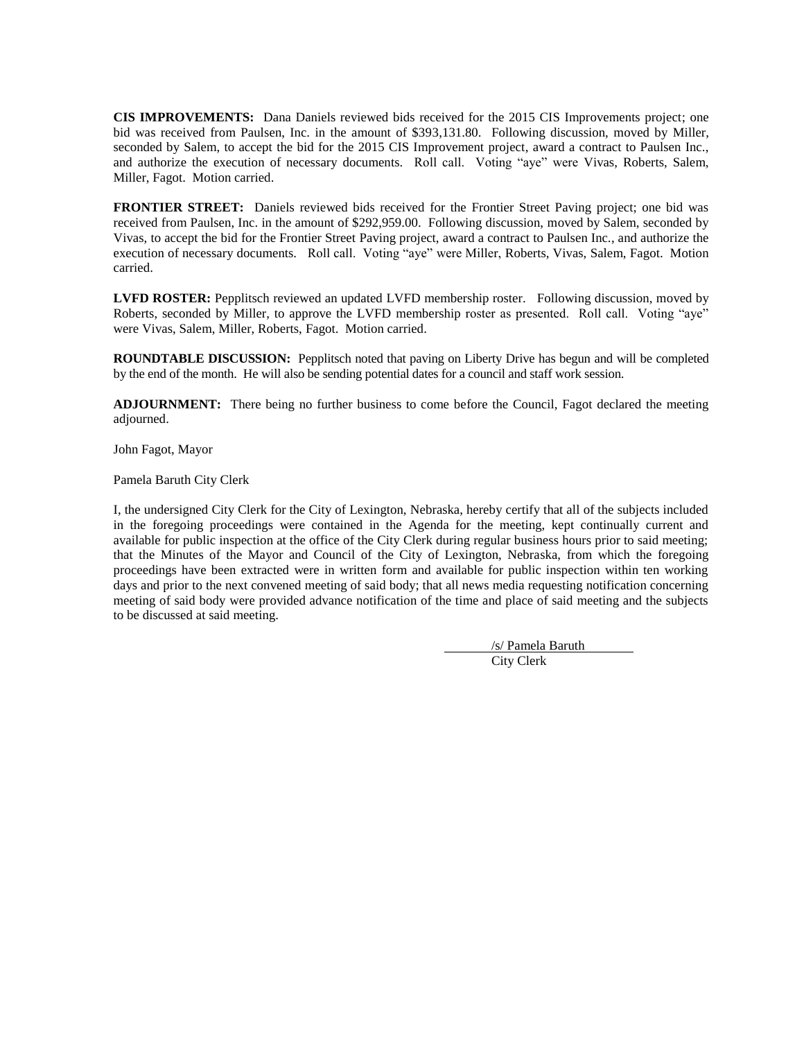**CIS IMPROVEMENTS:** Dana Daniels reviewed bids received for the 2015 CIS Improvements project; one bid was received from Paulsen, Inc. in the amount of $393,131.80. Following discussion, moved by Miller, seconded by Salem, to accept the bid for the 2015 CIS Improvement project, award a contract to Paulsen Inc., and authorize the execution of necessary documents. Roll call. Voting "aye" were Vivas, Roberts, Salem, Miller, Fagot. Motion carried.

**FRONTIER STREET:** Daniels reviewed bids received for the Frontier Street Paving project; one bid was received from Paulsen, Inc. in the amount of $292,959.00. Following discussion, moved by Salem, seconded by Vivas, to accept the bid for the Frontier Street Paving project, award a contract to Paulsen Inc., and authorize the execution of necessary documents. Roll call. Voting "aye" were Miller, Roberts, Vivas, Salem, Fagot. Motion carried.

**LVFD ROSTER:** Pepplitsch reviewed an updated LVFD membership roster. Following discussion, moved by Roberts, seconded by Miller, to approve the LVFD membership roster as presented. Roll call. Voting "aye" were Vivas, Salem, Miller, Roberts, Fagot. Motion carried.

**ROUNDTABLE DISCUSSION:** Pepplitsch noted that paving on Liberty Drive has begun and will be completed by the end of the month. He will also be sending potential dates for a council and staff work session.

**ADJOURNMENT:** There being no further business to come before the Council, Fagot declared the meeting adjourned.

John Fagot, Mayor

Pamela Baruth City Clerk

I, the undersigned City Clerk for the City of Lexington, Nebraska, hereby certify that all of the subjects included in the foregoing proceedings were contained in the Agenda for the meeting, kept continually current and available for public inspection at the office of the City Clerk during regular business hours prior to said meeting; that the Minutes of the Mayor and Council of the City of Lexington, Nebraska, from which the foregoing proceedings have been extracted were in written form and available for public inspection within ten working days and prior to the next convened meeting of said body; that all news media requesting notification concerning meeting of said body were provided advance notification of the time and place of said meeting and the subjects to be discussed at said meeting.

/s/ Pamela Baruth
City Clerk